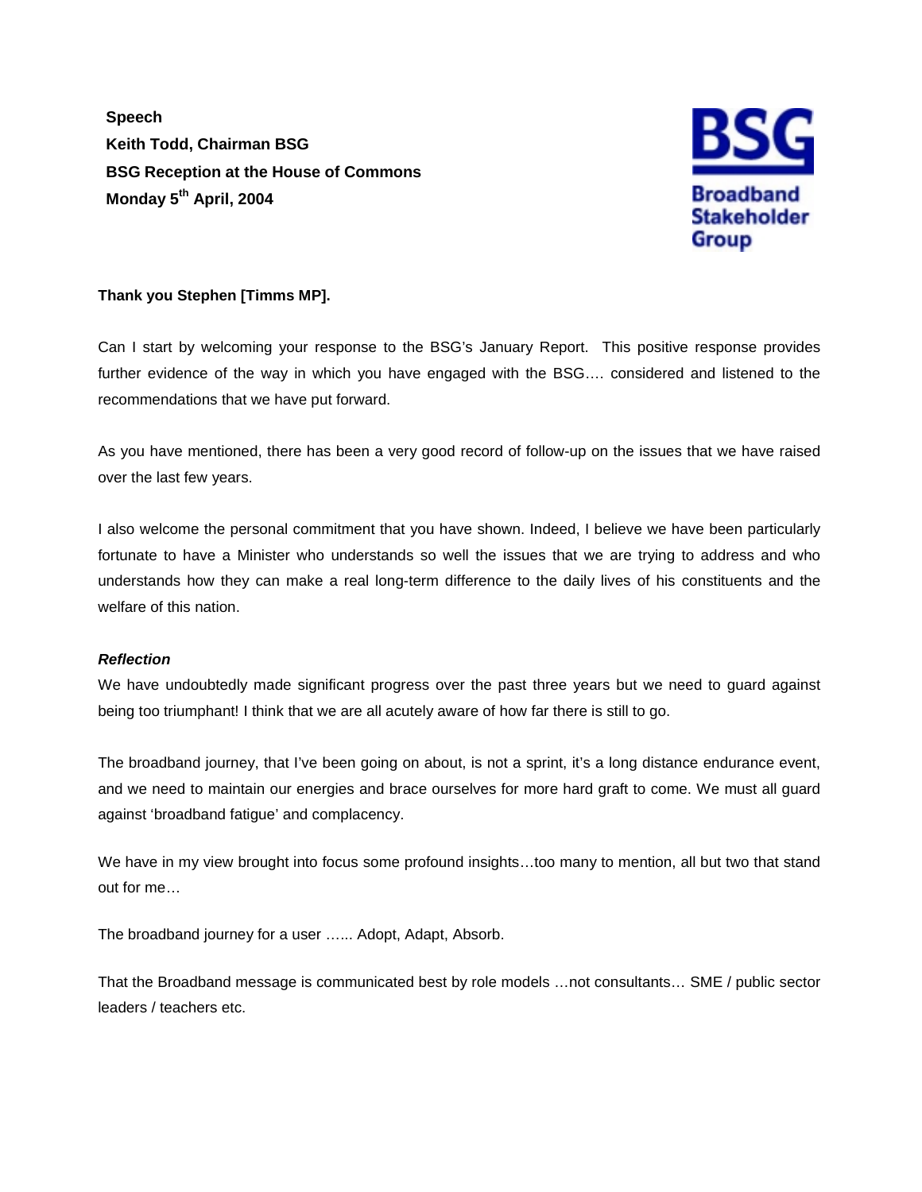**Speech**
**Keith Todd, Chairman BSG**
**BSG Reception at the House of Commons**
**Monday 5th April, 2004**

BSG
Broadband Stakeholder Group

**Thank you Stephen [Timms MP].**

Can I start by welcoming your response to the BSG's January Report. This positive response provides further evidence of the way in which you have engaged with the BSG…. considered and listened to the recommendations that we have put forward.

As you have mentioned, there has been a very good record of follow-up on the issues that we have raised over the last few years.

I also welcome the personal commitment that you have shown. Indeed, I believe we have been particularly fortunate to have a Minister who understands so well the issues that we are trying to address and who understands how they can make a real long-term difference to the daily lives of his constituents and the welfare of this nation.

***Reflection***

We have undoubtedly made significant progress over the past three years but we need to guard against being too triumphant! I think that we are all acutely aware of how far there is still to go.

The broadband journey, that I've been going on about, is not a sprint, it's a long distance endurance event, and we need to maintain our energies and brace ourselves for more hard graft to come. We must all guard against 'broadband fatigue' and complacency.

We have in my view brought into focus some profound insights…too many to mention, all but two that stand out for me…

The broadband journey for a user …... Adopt, Adapt, Absorb.

That the Broadband message is communicated best by role models …not consultants… SME / public sector leaders / teachers etc.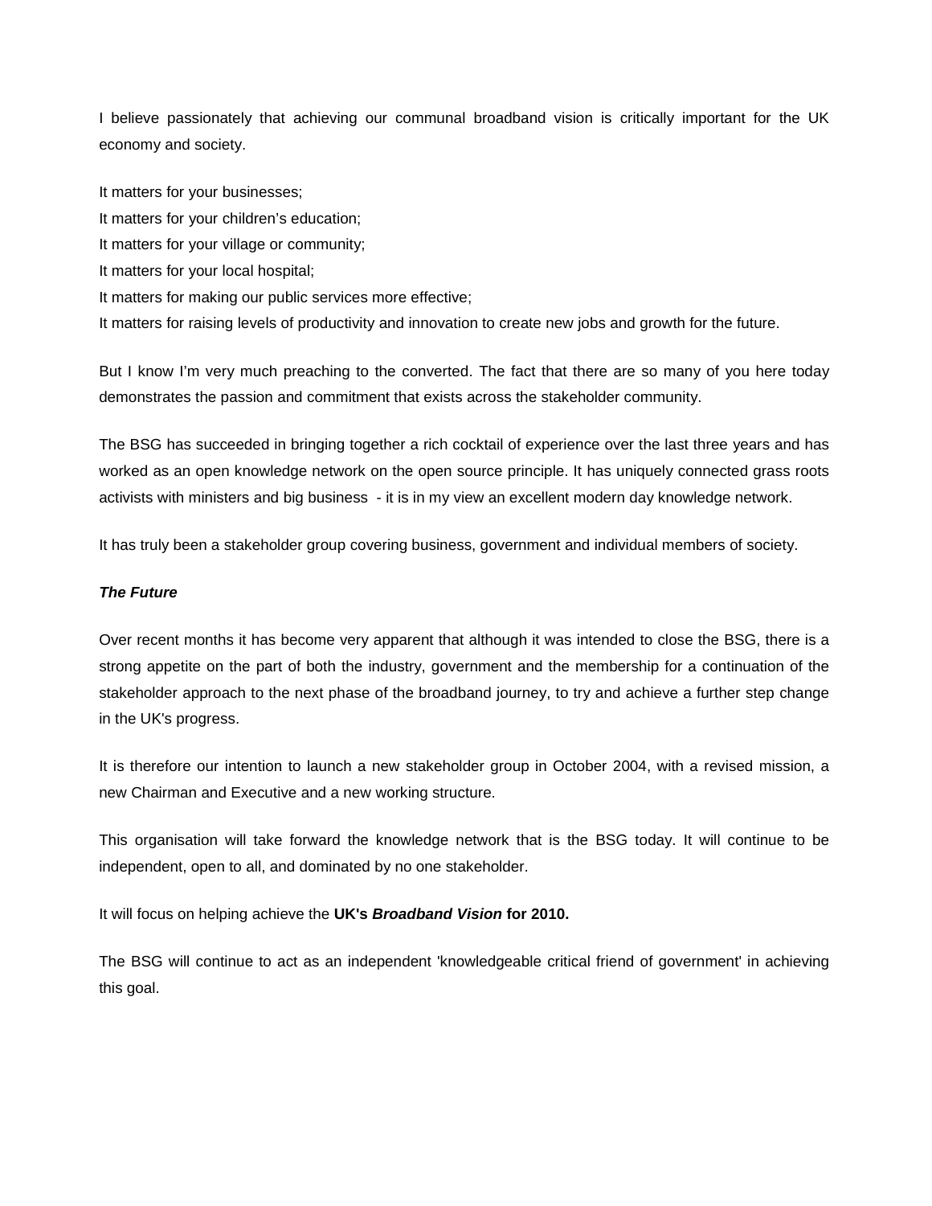I believe passionately that achieving our communal broadband vision is critically important for the UK economy and society.

It matters for your businesses;
It matters for your children's education;
It matters for your village or community;
It matters for your local hospital;
It matters for making our public services more effective;
It matters for raising levels of productivity and innovation to create new jobs and growth for the future.

But I know I'm very much preaching to the converted. The fact that there are so many of you here today demonstrates the passion and commitment that exists across the stakeholder community.

The BSG has succeeded in bringing together a rich cocktail of experience over the last three years and has worked as an open knowledge network on the open source principle. It has uniquely connected grass roots activists with ministers and big business - it is in my view an excellent modern day knowledge network.

It has truly been a stakeholder group covering business, government and individual members of society.

***The Future***

Over recent months it has become very apparent that although it was intended to close the BSG, there is a strong appetite on the part of both the industry, government and the membership for a continuation of the stakeholder approach to the next phase of the broadband journey, to try and achieve a further step change in the UK's progress.

It is therefore our intention to launch a new stakeholder group in October 2004, with a revised mission, a new Chairman and Executive and a new working structure.

This organisation will take forward the knowledge network that is the BSG today. It will continue to be independent, open to all, and dominated by no one stakeholder.

It will focus on helping achieve the **UK's *Broadband Vision* for 2010.**

The BSG will continue to act as an independent 'knowledgeable critical friend of government' in achieving this goal.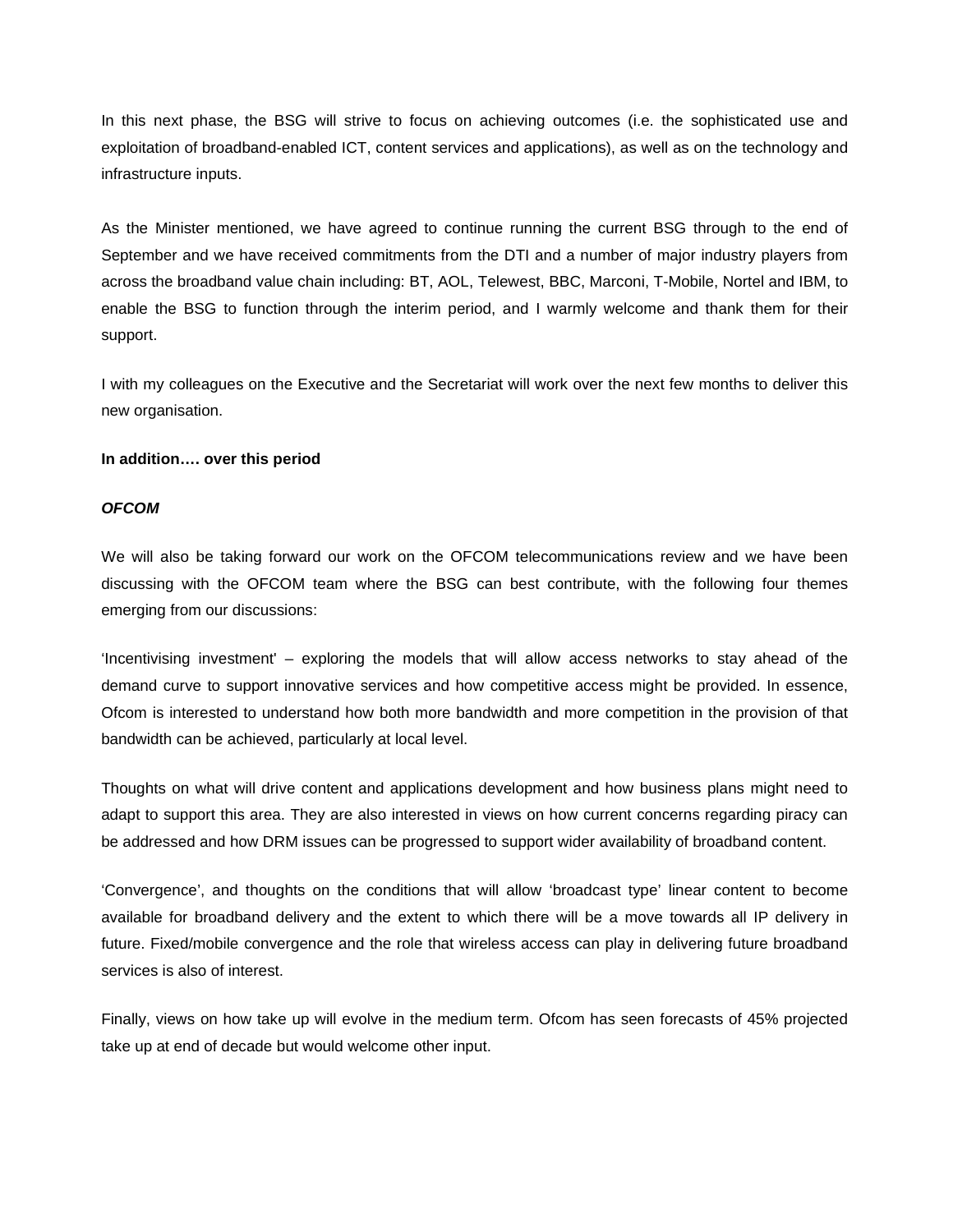In this next phase, the BSG will strive to focus on achieving outcomes (i.e. the sophisticated use and exploitation of broadband-enabled ICT, content services and applications), as well as on the technology and infrastructure inputs.

As the Minister mentioned, we have agreed to continue running the current BSG through to the end of September and we have received commitments from the DTI and a number of major industry players from across the broadband value chain including: BT, AOL, Telewest, BBC, Marconi, T-Mobile, Nortel and IBM, to enable the BSG to function through the interim period, and I warmly welcome and thank them for their support.

I with my colleagues on the Executive and the Secretariat will work over the next few months to deliver this new organisation.

**In addition…. over this period**

***OFCOM***

We will also be taking forward our work on the OFCOM telecommunications review and we have been discussing with the OFCOM team where the BSG can best contribute, with the following four themes emerging from our discussions:

'Incentivising investment' – exploring the models that will allow access networks to stay ahead of the demand curve to support innovative services and how competitive access might be provided. In essence, Ofcom is interested to understand how both more bandwidth and more competition in the provision of that bandwidth can be achieved, particularly at local level.

Thoughts on what will drive content and applications development and how business plans might need to adapt to support this area. They are also interested in views on how current concerns regarding piracy can be addressed and how DRM issues can be progressed to support wider availability of broadband content.

'Convergence', and thoughts on the conditions that will allow 'broadcast type' linear content to become available for broadband delivery and the extent to which there will be a move towards all IP delivery in future. Fixed/mobile convergence and the role that wireless access can play in delivering future broadband services is also of interest.

Finally, views on how take up will evolve in the medium term. Ofcom has seen forecasts of 45% projected take up at end of decade but would welcome other input.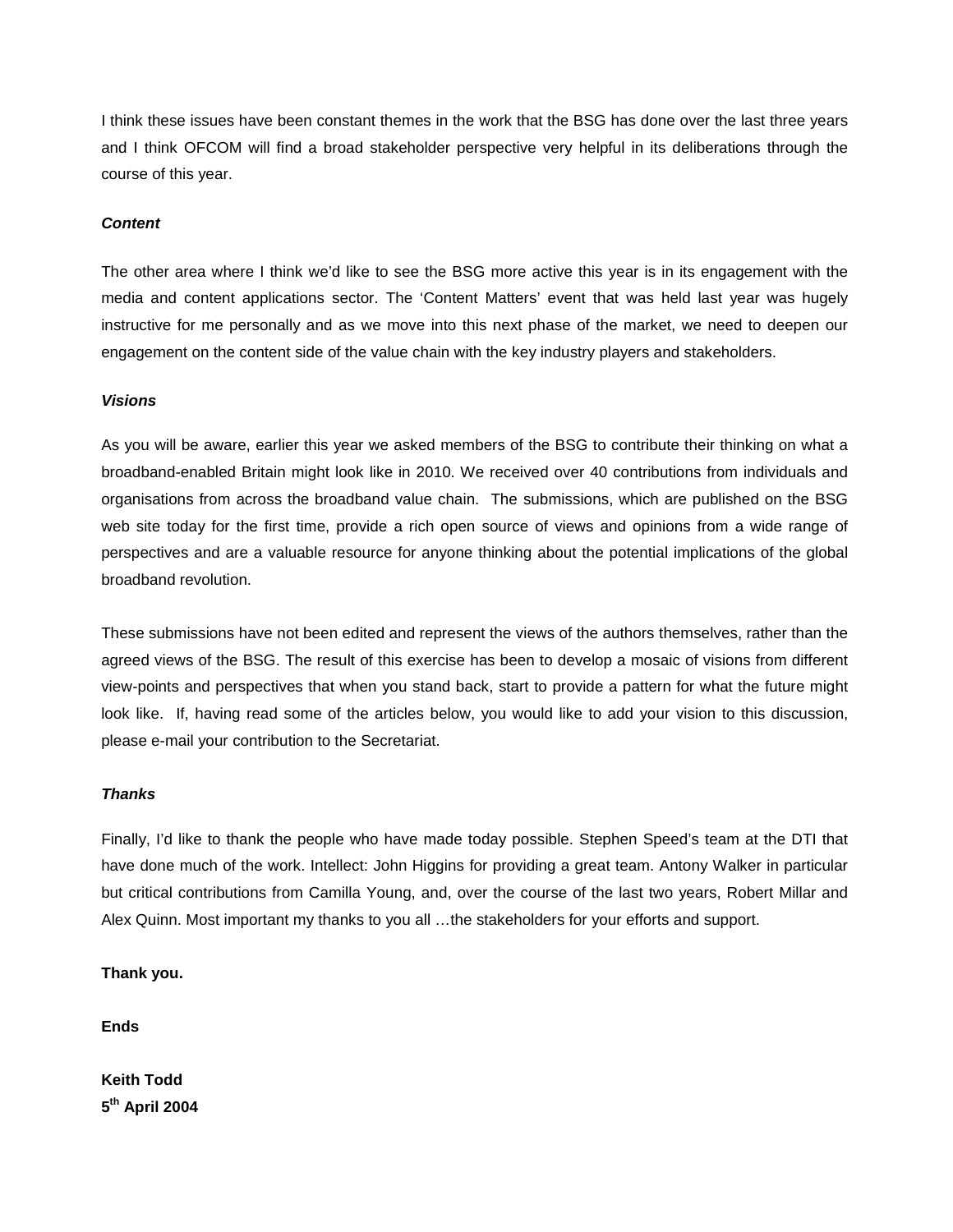I think these issues have been constant themes in the work that the BSG has done over the last three years and I think OFCOM will find a broad stakeholder perspective very helpful in its deliberations through the course of this year.

***Content***

The other area where I think we'd like to see the BSG more active this year is in its engagement with the media and content applications sector. The 'Content Matters' event that was held last year was hugely instructive for me personally and as we move into this next phase of the market, we need to deepen our engagement on the content side of the value chain with the key industry players and stakeholders.

***Visions***

As you will be aware, earlier this year we asked members of the BSG to contribute their thinking on what a broadband-enabled Britain might look like in 2010. We received over 40 contributions from individuals and organisations from across the broadband value chain. The submissions, which are published on the BSG web site today for the first time, provide a rich open source of views and opinions from a wide range of perspectives and are a valuable resource for anyone thinking about the potential implications of the global broadband revolution.

These submissions have not been edited and represent the views of the authors themselves, rather than the agreed views of the BSG. The result of this exercise has been to develop a mosaic of visions from different view-points and perspectives that when you stand back, start to provide a pattern for what the future might look like. If, having read some of the articles below, you would like to add your vision to this discussion, please e-mail your contribution to the Secretariat.

***Thanks***

Finally, I'd like to thank the people who have made today possible. Stephen Speed's team at the DTI that have done much of the work. Intellect: John Higgins for providing a great team. Antony Walker in particular but critical contributions from Camilla Young, and, over the course of the last two years, Robert Millar and Alex Quinn. Most important my thanks to you all …the stakeholders for your efforts and support.

**Thank you.**

**Ends**

**Keith Todd**
**5th April 2004**